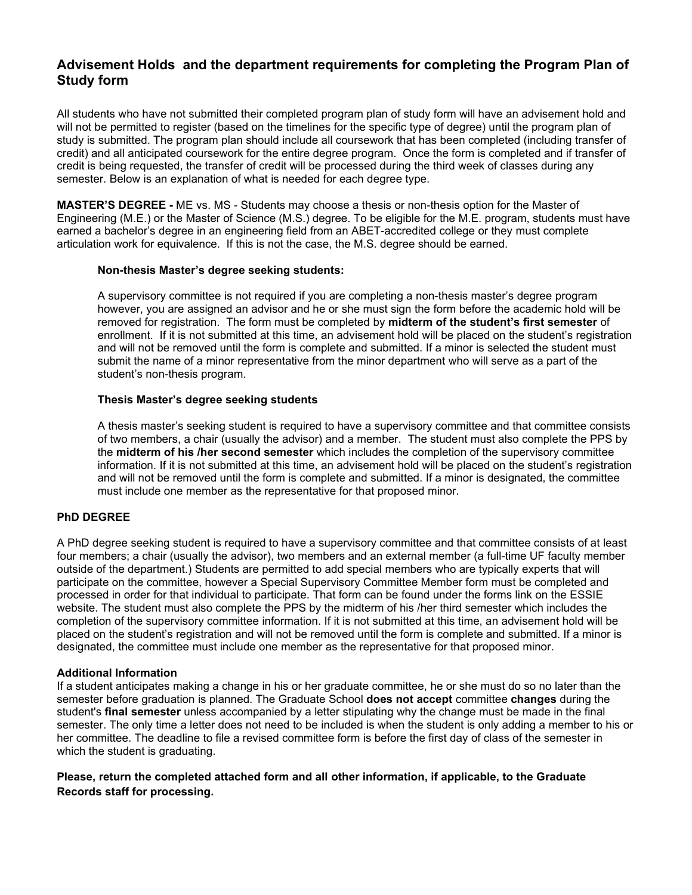## Advisement Holds  and the department requirements for completing the Program Plan of Study form

All students who have not submitted their completed program plan of study form will have an advisement hold and will not be permitted to register (based on the timelines for the specific type of degree) until the program plan of study is submitted. The program plan should include all coursework that has been completed (including transfer of credit) and all anticipated coursework for the entire degree program.  Once the form is completed and if transfer of credit is being requested, the transfer of credit will be processed during the third week of classes during any semester. Below is an explanation of what is needed for each degree type.

**MASTER'S DEGREE -** ME vs. MS - Students may choose a thesis or non-thesis option for the Master of Engineering (M.E.) or the Master of Science (M.S.) degree. To be eligible for the M.E. program, students must have earned a bachelor's degree in an engineering field from an ABET-accredited college or they must complete articulation work for equivalence.  If this is not the case, the M.S. degree should be earned.

**Non-thesis Master's degree seeking students:**

A supervisory committee is not required if you are completing a non-thesis master's degree program however, you are assigned an advisor and he or she must sign the form before the academic hold will be removed for registration.  The form must be completed by **midterm of the student's first semester** of enrollment.  If it is not submitted at this time, an advisement hold will be placed on the student's registration and will not be removed until the form is complete and submitted. If a minor is selected the student must submit the name of a minor representative from the minor department who will serve as a part of the student's non-thesis program.

**Thesis Master's degree seeking students**

A thesis master's seeking student is required to have a supervisory committee and that committee consists of two members, a chair (usually the advisor) and a member.  The student must also complete the PPS by the **midterm of his /her second semester** which includes the completion of the supervisory committee information. If it is not submitted at this time, an advisement hold will be placed on the student's registration and will not be removed until the form is complete and submitted. If a minor is designated, the committee must include one member as the representative for that proposed minor.

**PhD DEGREE**

A PhD degree seeking student is required to have a supervisory committee and that committee consists of at least four members; a chair (usually the advisor), two members and an external member (a full-time UF faculty member outside of the department.) Students are permitted to add special members who are typically experts that will participate on the committee, however a Special Supervisory Committee Member form must be completed and processed in order for that individual to participate. That form can be found under the forms link on the ESSIE website. The student must also complete the PPS by the midterm of his /her third semester which includes the completion of the supervisory committee information. If it is not submitted at this time, an advisement hold will be placed on the student's registration and will not be removed until the form is complete and submitted. If a minor is designated, the committee must include one member as the representative for that proposed minor.

**Additional Information**

If a student anticipates making a change in his or her graduate committee, he or she must do so no later than the semester before graduation is planned. The Graduate School **does not accept** committee **changes** during the student's **final semester** unless accompanied by a letter stipulating why the change must be made in the final semester. The only time a letter does not need to be included is when the student is only adding a member to his or her committee. The deadline to file a revised committee form is before the first day of class of the semester in which the student is graduating.

**Please, return the completed attached form and all other information, if applicable, to the Graduate Records staff for processing.**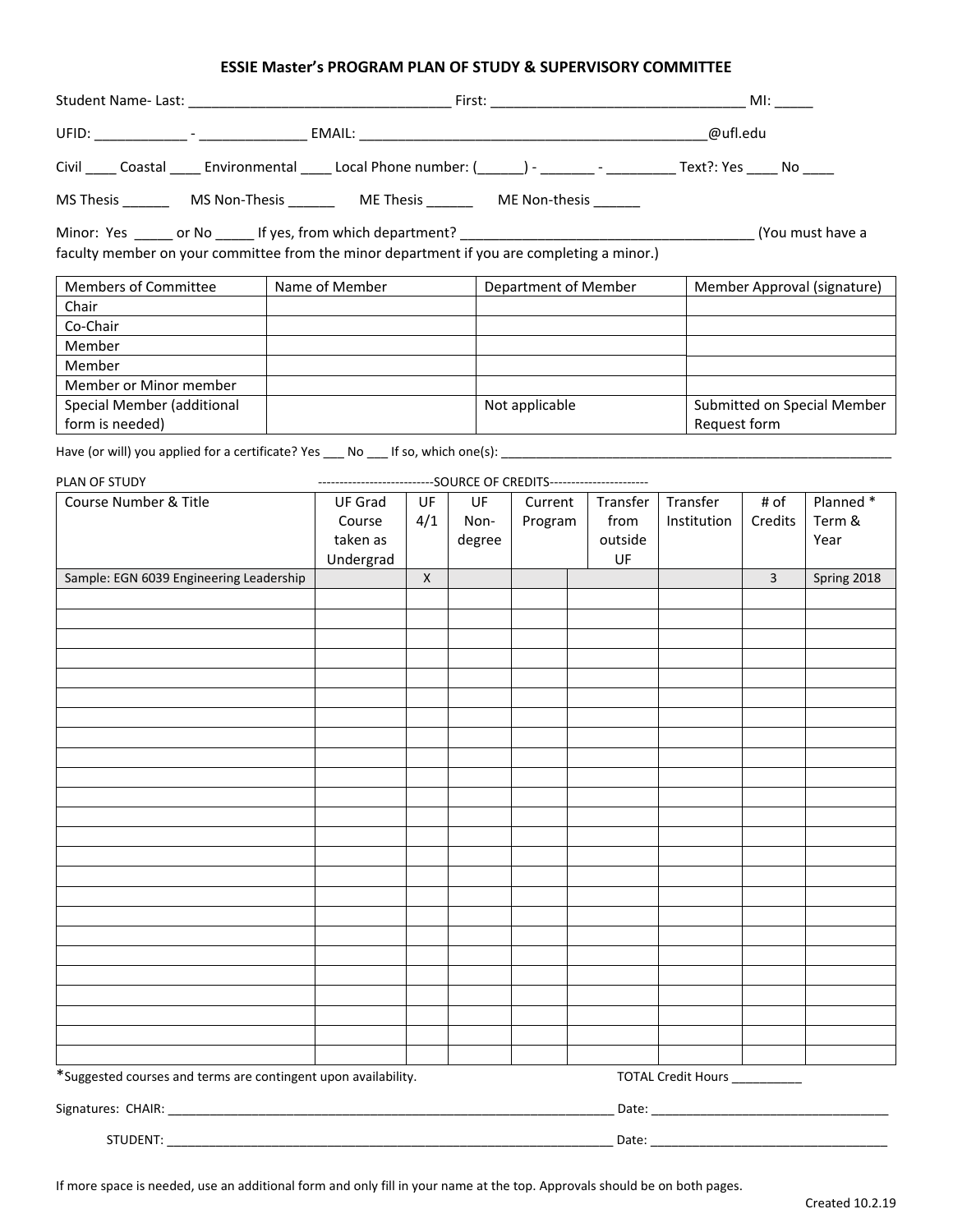# ESSIE Master's PROGRAM PLAN OF STUDY & SUPERVISORY COMMITTEE

Student Name- Last: ___________________________________ First: __________________________________ MI: _____

UFID: ____________ - ______________ EMAIL: ______________________________________________@ufl.edu

Civil ____ Coastal ____ Environmental ____ Local Phone number: (______) - _______ - _________ Text?: Yes ____ No ____

MS Thesis ______ MS Non-Thesis ______ ME Thesis ______ ME Non-thesis ______

Minor: Yes _____ or No _____ If yes, from which department? ______________________________________ (You must have a faculty member on your committee from the minor department if you are completing a minor.)

| Members of Committee | Name of Member | Department of Member | Member Approval (signature) |
|---|---|---|---|
| Chair | | | |
| Co-Chair | | | |
| Member | | | |
| Member | | | |
| Member or Minor member | | | |
| Special Member (additional form is needed) | | Not applicable | Submitted on Special Member Request form |

Have (or will) you applied for a certificate? Yes ___ No ___ If so, which one(s): ___________________________________________________________

PLAN OF STUDY ---------------------------SOURCE OF CREDITS-----------------------

| Course Number & Title | UF Grad Course taken as Undergrad | UF 4/1 | UF Non-degree | Current Program | Transfer from outside UF | Transfer Institution | # of Credits | Planned * Term & Year |
|---|---|---|---|---|---|---|---|---|
| Sample: EGN 6039 Engineering Leadership | | X | | | | | 3 | Spring 2018 |
| | | | | | | | | |
| | | | | | | | | |
| | | | | | | | | |
| | | | | | | | | |
| | | | | | | | | |
| | | | | | | | | |
| | | | | | | | | |
| | | | | | | | | |
| | | | | | | | | |
| | | | | | | | | |
| | | | | | | | | |
| | | | | | | | | |
| | | | | | | | | |
| | | | | | | | | |
| | | | | | | | | |
| | | | | | | | | |
| | | | | | | | | |
| | | | | | | | | |
| | | | | | | | | |
| | | | | | | | | |
| | | | | | | | | |
| | | | | | | | | |
| | | | | | | | | |
| | | | | | | | | |

*Suggested courses and terms are contingent upon availability. TOTAL Credit Hours __________

Signatures: CHAIR: _________________________________________________________________ Date: __________________________________

STUDENT: _________________________________________________________________ Date: __________________________________

If more space is needed, use an additional form and only fill in your name at the top. Approvals should be on both pages.

Created 10.2.19